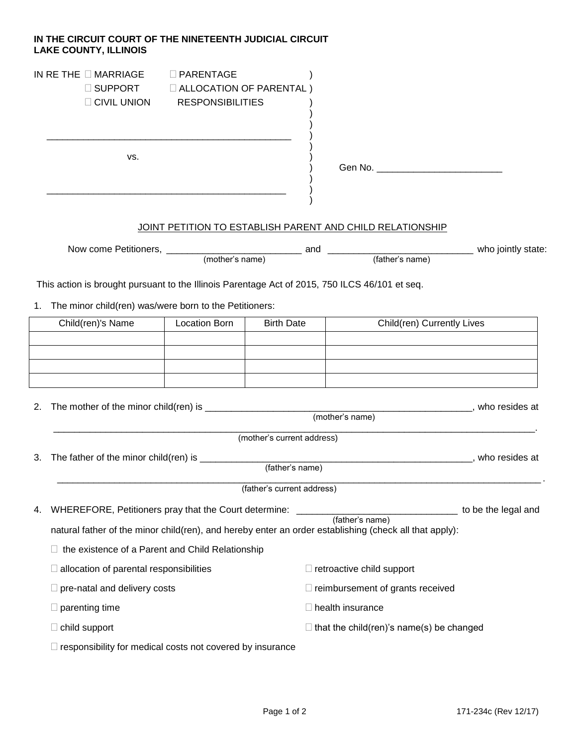**IN THE CIRCUIT COURT OF THE NINETEENTH JUDICIAL CIRCUIT**
**LAKE COUNTY, ILLINOIS**

IN RE THE ☐ MARRIAGE ☐ PARENTAGE
☐ SUPPORT ☐ ALLOCATION OF PARENTAL RESPONSIBILITIES
☐ CIVIL UNION

_______________________________________________

vs.

_______________________________________________

Gen No. _______________________

JOINT PETITION TO ESTABLISH PARENT AND CHILD RELATIONSHIP

Now come Petitioners, _________________________ (mother's name) and ___________________________ (father's name) who jointly state:

This action is brought pursuant to the Illinois Parentage Act of 2015, 750 ILCS 46/101 et seq.

1. The minor child(ren) was/were born to the Petitioners:

| Child(ren)'s Name | Location Born | Birth Date | Child(ren) Currently Lives |
|---|---|---|---|
| | | | |
| | | | |
| | | | |
| | | | |

2. The mother of the minor child(ren) is _____________________________________________ (mother's name), who resides at _____________________________________________________________________ (mother's current address).

3. The father of the minor child(ren) is _____________________________________________ (father's name), who resides at _____________________________________________________________________ (father's current address).

4. WHEREFORE, Petitioners pray that the Court determine: _____________________________ (father's name) to be the legal and natural father of the minor child(ren), and hereby enter an order establishing (check all that apply):

   ☐ the existence of a Parent and Child Relationship

   ☐ allocation of parental responsibilities

   ☐ retroactive child support

   ☐ pre-natal and delivery costs

   ☐ reimbursement of grants received

   ☐ parenting time

   ☐ health insurance

   ☐ child support

   ☐ that the child(ren)'s name(s) be changed

   ☐ responsibility for medical costs not covered by insurance

171-234c (Rev 12/17)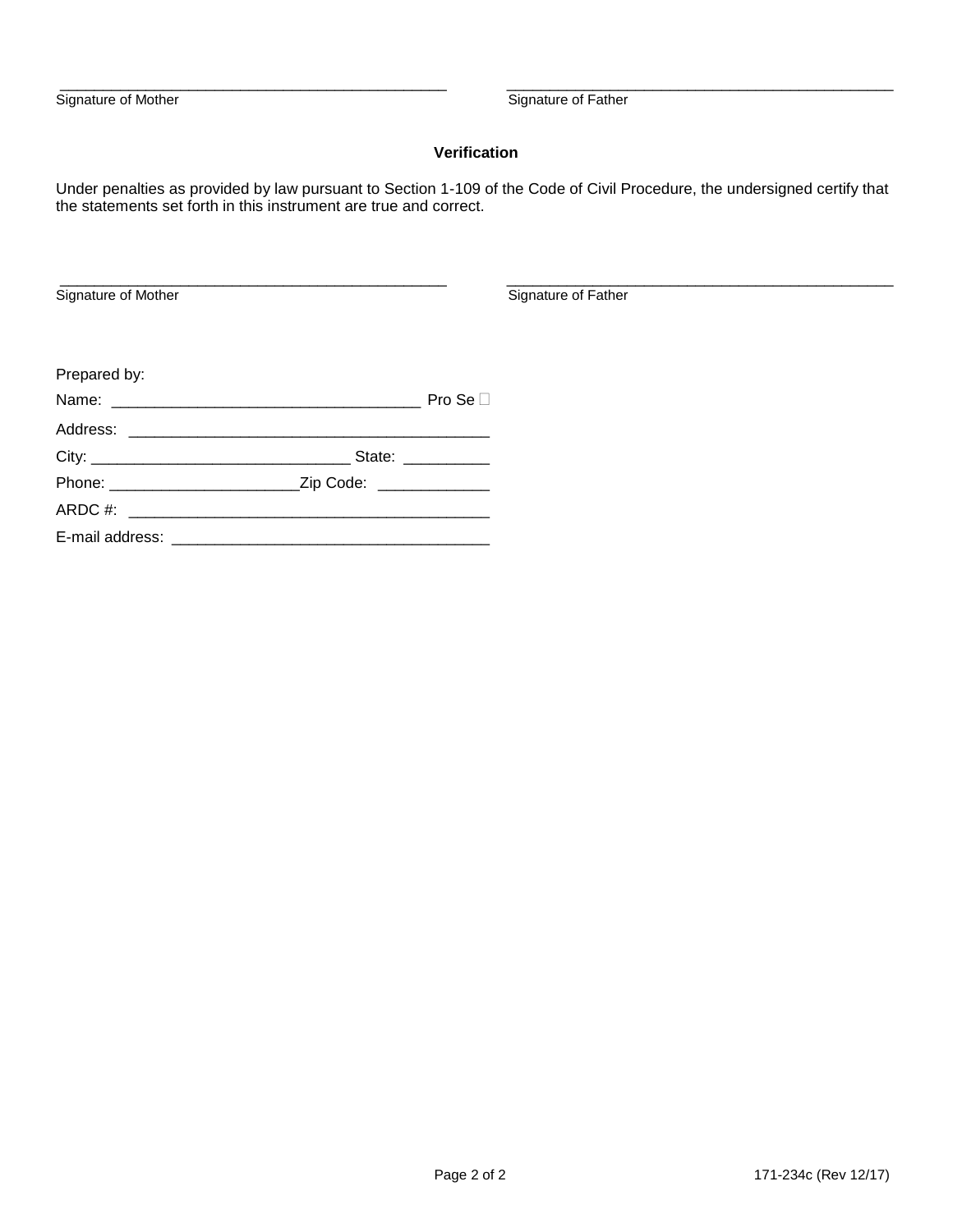_______________________________________________ _______________________________________________

Signature of Mother Signature of Father

**Verification**

Under penalties as provided by law pursuant to Section 1-109 of the Code of Civil Procedure, the undersigned certify that the statements set forth in this instrument are true and correct.

_______________________________________________ _______________________________________________

Signature of Mother Signature of Father

Prepared by:

Name: ___________________________________ Pro Se ☐

Address: _________________________________________

City: ______________________________ State: __________

Phone: ______________________Zip Code: _____________

ARDC #: _________________________________________

E-mail address: ____________________________________

171-234c (Rev 12/17)